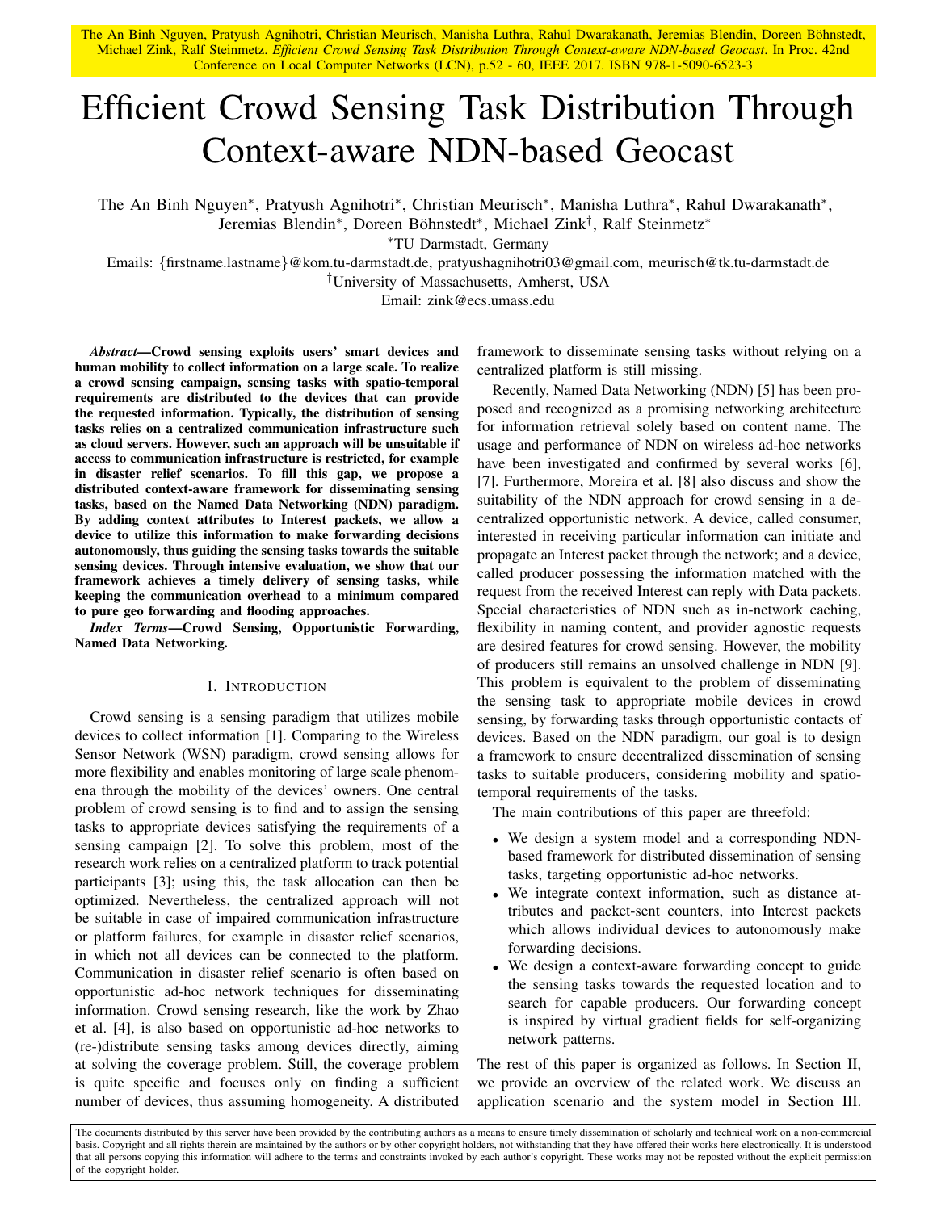The An Binh Nguyen, Pratyush Agnihotri, Christian Meurisch, Manisha Luthra, Rahul Dwarakanath, Jeremias Blendin, Doreen Böhnstedt, Michael Zink, Ralf Steinmetz. *Efficient Crowd Sensing Task Distribution Through Context-aware NDN-based Geocast*. In Proc. 42nd Conference on Local Computer Networks (LCN), p.52 - 60, IEEE 2017. ISBN 978-1-5090-6523-3

# Efficient Crowd Sensing Task Distribution Through Context-aware NDN-based Geocast

The An Binh Nguyen*, Pratyush Agnihotri*, Christian Meurisch*, Manisha Luthra*, Rahul Dwarakanath*, Jeremias Blendin*, Doreen Böhnstedt*, Michael Zink†, Ralf Steinmetz*

*TU Darmstadt, Germany

Emails: {firstname.lastname}@kom.tu-darmstadt.de, pratyushagnihotri03@gmail.com, meurisch@tk.tu-darmstadt.de

†University of Massachusetts, Amherst, USA

Email: zink@ecs.umass.edu

***Abstract*—Crowd sensing exploits users' smart devices and human mobility to collect information on a large scale. To realize a crowd sensing campaign, sensing tasks with spatio-temporal requirements are distributed to the devices that can provide the requested information. Typically, the distribution of sensing tasks relies on a centralized communication infrastructure such as cloud servers. However, such an approach will be unsuitable if access to communication infrastructure is restricted, for example in disaster relief scenarios. To fill this gap, we propose a distributed context-aware framework for disseminating sensing tasks, based on the Named Data Networking (NDN) paradigm. By adding context attributes to Interest packets, we allow a device to utilize this information to make forwarding decisions autonomously, thus guiding the sensing tasks towards the suitable sensing devices. Through intensive evaluation, we show that our framework achieves a timely delivery of sensing tasks, while keeping the communication overhead to a minimum compared to pure geo forwarding and flooding approaches.**

***Index Terms*—Crowd Sensing, Opportunistic Forwarding, Named Data Networking.**

## I. Introduction

Crowd sensing is a sensing paradigm that utilizes mobile devices to collect information [1]. Comparing to the Wireless Sensor Network (WSN) paradigm, crowd sensing allows for more flexibility and enables monitoring of large scale phenomena through the mobility of the devices' owners. One central problem of crowd sensing is to find and to assign the sensing tasks to appropriate devices satisfying the requirements of a sensing campaign [2]. To solve this problem, most of the research work relies on a centralized platform to track potential participants [3]; using this, the task allocation can then be optimized. Nevertheless, the centralized approach will not be suitable in case of impaired communication infrastructure or platform failures, for example in disaster relief scenarios, in which not all devices can be connected to the platform. Communication in disaster relief scenario is often based on opportunistic ad-hoc network techniques for disseminating information. Crowd sensing research, like the work by Zhao et al. [4], is also based on opportunistic ad-hoc networks to (re-)distribute sensing tasks among devices directly, aiming at solving the coverage problem. Still, the coverage problem is quite specific and focuses only on finding a sufficient number of devices, thus assuming homogeneity. A distributed framework to disseminate sensing tasks without relying on a centralized platform is still missing.

Recently, Named Data Networking (NDN) [5] has been proposed and recognized as a promising networking architecture for information retrieval solely based on content name. The usage and performance of NDN on wireless ad-hoc networks have been investigated and confirmed by several works [6], [7]. Furthermore, Moreira et al. [8] also discuss and show the suitability of the NDN approach for crowd sensing in a decentralized opportunistic network. A device, called consumer, interested in receiving particular information can initiate and propagate an Interest packet through the network; and a device, called producer possessing the information matched with the request from the received Interest can reply with Data packets. Special characteristics of NDN such as in-network caching, flexibility in naming content, and provider agnostic requests are desired features for crowd sensing. However, the mobility of producers still remains an unsolved challenge in NDN [9]. This problem is equivalent to the problem of disseminating the sensing task to appropriate mobile devices in crowd sensing, by forwarding tasks through opportunistic contacts of devices. Based on the NDN paradigm, our goal is to design a framework to ensure decentralized dissemination of sensing tasks to suitable producers, considering mobility and spatio-temporal requirements of the tasks.

The main contributions of this paper are threefold:

- We design a system model and a corresponding NDN-based framework for distributed dissemination of sensing tasks, targeting opportunistic ad-hoc networks.
- We integrate context information, such as distance attributes and packet-sent counters, into Interest packets which allows individual devices to autonomously make forwarding decisions.
- We design a context-aware forwarding concept to guide the sensing tasks towards the requested location and to search for capable producers. Our forwarding concept is inspired by virtual gradient fields for self-organizing network patterns.

The rest of this paper is organized as follows. In Section II, we provide an overview of the related work. We discuss an application scenario and the system model in Section III.

The documents distributed by this server have been provided by the contributing authors as a means to ensure timely dissemination of scholarly and technical work on a non-commercial basis. Copyright and all rights therein are maintained by the authors or by other copyright holders, not withstanding that they have offered their works here electronically. It is understood that all persons copying this information will adhere to the terms and constraints invoked by each author's copyright. These works may not be reposted without the explicit permission of the copyright holder.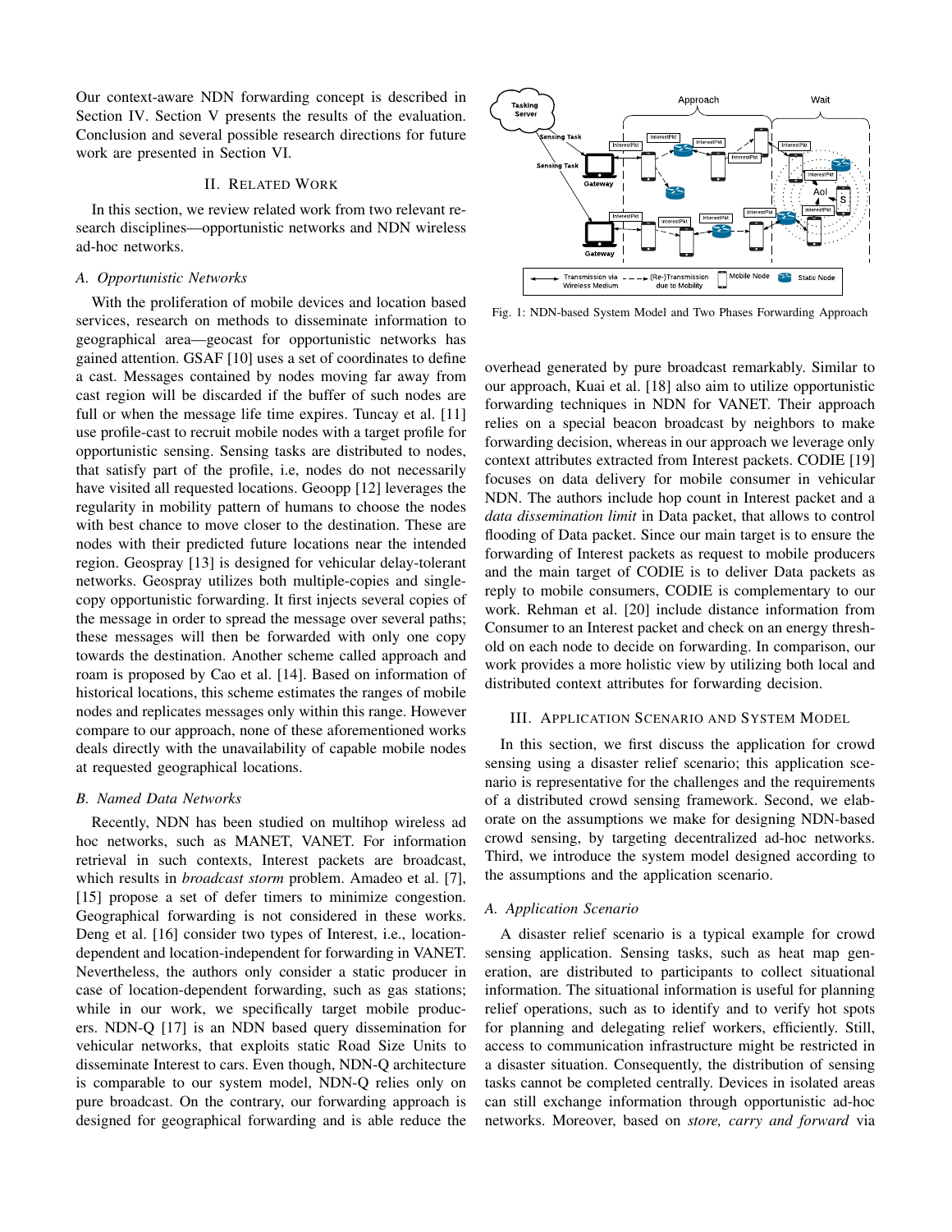Our context-aware NDN forwarding concept is described in Section IV. Section V presents the results of the evaluation. Conclusion and several possible research directions for future work are presented in Section VI.

## II. Related Work

In this section, we review related work from two relevant research disciplines—opportunistic networks and NDN wireless ad-hoc networks.

### A. Opportunistic Networks

With the proliferation of mobile devices and location based services, research on methods to disseminate information to geographical area—geocast for opportunistic networks has gained attention. GSAF [10] uses a set of coordinates to define a cast. Messages contained by nodes moving far away from cast region will be discarded if the buffer of such nodes are full or when the message life time expires. Tuncay et al. [11] use profile-cast to recruit mobile nodes with a target profile for opportunistic sensing. Sensing tasks are distributed to nodes, that satisfy part of the profile, i.e, nodes do not necessarily have visited all requested locations. Geoopp [12] leverages the regularity in mobility pattern of humans to choose the nodes with best chance to move closer to the destination. These are nodes with their predicted future locations near the intended region. Geospray [13] is designed for vehicular delay-tolerant networks. Geospray utilizes both multiple-copies and single-copy opportunistic forwarding. It first injects several copies of the message in order to spread the message over several paths; these messages will then be forwarded with only one copy towards the destination. Another scheme called approach and roam is proposed by Cao et al. [14]. Based on information of historical locations, this scheme estimates the ranges of mobile nodes and replicates messages only within this range. However compare to our approach, none of these aforementioned works deals directly with the unavailability of capable mobile nodes at requested geographical locations.

### B. Named Data Networks

Recently, NDN has been studied on multihop wireless ad hoc networks, such as MANET, VANET. For information retrieval in such contexts, Interest packets are broadcast, which results in *broadcast storm* problem. Amadeo et al. [7], [15] propose a set of defer timers to minimize congestion. Geographical forwarding is not considered in these works. Deng et al. [16] consider two types of Interest, i.e., location-dependent and location-independent for forwarding in VANET. Nevertheless, the authors only consider a static producer in case of location-dependent forwarding, such as gas stations; while in our work, we specifically target mobile producers. NDN-Q [17] is an NDN based query dissemination for vehicular networks, that exploits static Road Size Units to disseminate Interest to cars. Even though, NDN-Q architecture is comparable to our system model, NDN-Q relies only on pure broadcast. On the contrary, our forwarding approach is designed for geographical forwarding and is able reduce the overhead generated by pure broadcast remarkably. Similar to our approach, Kuai et al. [18] also aim to utilize opportunistic forwarding techniques in NDN for VANET. Their approach relies on a special beacon broadcast by neighbors to make forwarding decision, whereas in our approach we leverage only context attributes extracted from Interest packets. CODIE [19] focuses on data delivery for mobile consumer in vehicular NDN. The authors include hop count in Interest packet and a *data dissemination limit* in Data packet, that allows to control flooding of Data packet. Since our main target is to ensure the forwarding of Interest packets as request to mobile producers and the main target of CODIE is to deliver Data packets as reply to mobile consumers, CODIE is complementary to our work. Rehman et al. [20] include distance information from Consumer to an Interest packet and check on an energy threshold on each node to decide on forwarding. In comparison, our work provides a more holistic view by utilizing both local and distributed context attributes for forwarding decision.

Fig. 1: NDN-based System Model and Two Phases Forwarding Approach

## III. Application Scenario and System Model

In this section, we first discuss the application for crowd sensing using a disaster relief scenario; this application scenario is representative for the challenges and the requirements of a distributed crowd sensing framework. Second, we elaborate on the assumptions we make for designing NDN-based crowd sensing, by targeting decentralized ad-hoc networks. Third, we introduce the system model designed according to the assumptions and the application scenario.

### A. Application Scenario

A disaster relief scenario is a typical example for crowd sensing application. Sensing tasks, such as heat map generation, are distributed to participants to collect situational information. The situational information is useful for planning relief operations, such as to identify and to verify hot spots for planning and delegating relief workers, efficiently. Still, access to communication infrastructure might be restricted in a disaster situation. Consequently, the distribution of sensing tasks cannot be completed centrally. Devices in isolated areas can still exchange information through opportunistic ad-hoc networks. Moreover, based on *store, carry and forward* via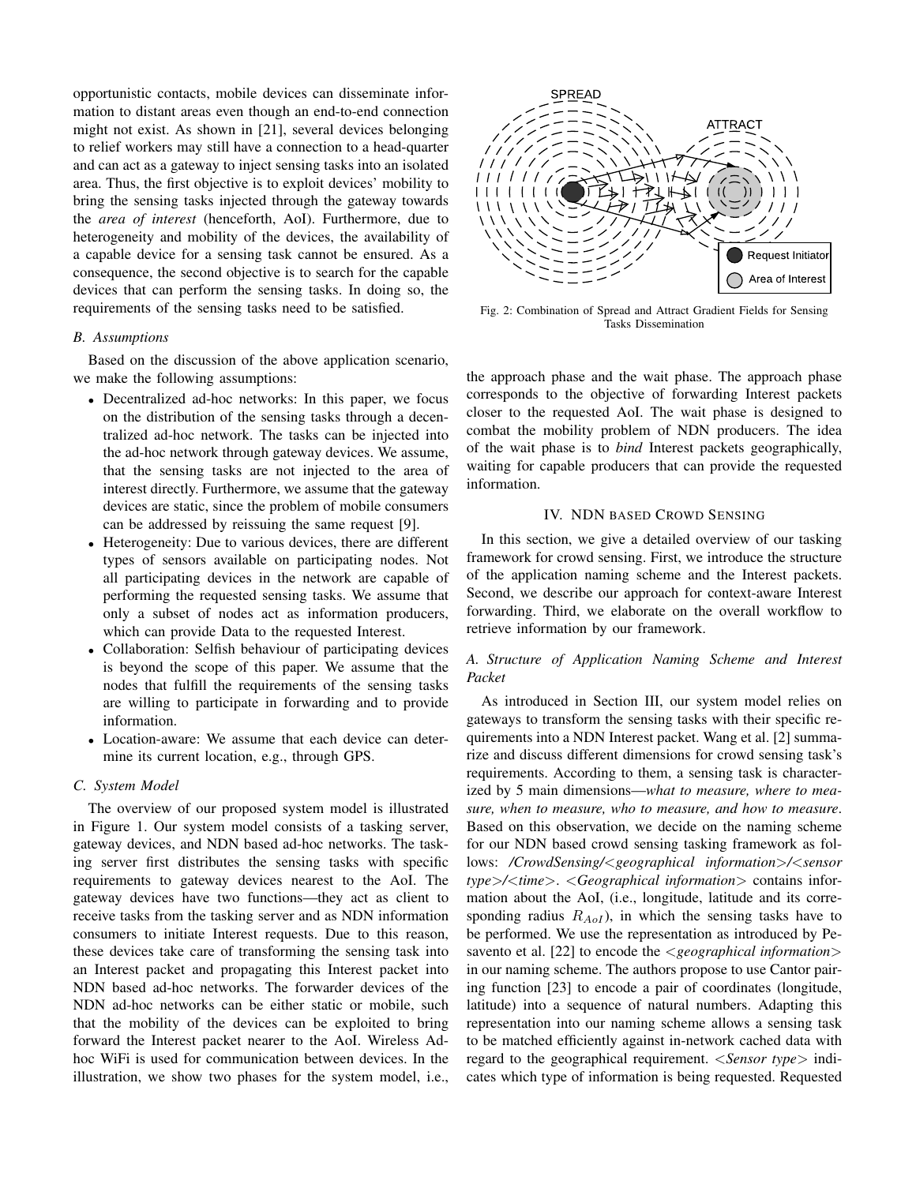opportunistic contacts, mobile devices can disseminate information to distant areas even though an end-to-end connection might not exist. As shown in [21], several devices belonging to relief workers may still have a connection to a head-quarter and can act as a gateway to inject sensing tasks into an isolated area. Thus, the first objective is to exploit devices' mobility to bring the sensing tasks injected through the gateway towards the *area of interest* (henceforth, AoI). Furthermore, due to heterogeneity and mobility of the devices, the availability of a capable device for a sensing task cannot be ensured. As a consequence, the second objective is to search for the capable devices that can perform the sensing tasks. In doing so, the requirements of the sensing tasks need to be satisfied.

### *B. Assumptions*

Based on the discussion of the above application scenario, we make the following assumptions:

- Decentralized ad-hoc networks: In this paper, we focus on the distribution of the sensing tasks through a decentralized ad-hoc network. The tasks can be injected into the ad-hoc network through gateway devices. We assume, that the sensing tasks are not injected to the area of interest directly. Furthermore, we assume that the gateway devices are static, since the problem of mobile consumers can be addressed by reissuing the same request [9].
- Heterogeneity: Due to various devices, there are different types of sensors available on participating nodes. Not all participating devices in the network are capable of performing the requested sensing tasks. We assume that only a subset of nodes act as information producers, which can provide Data to the requested Interest.
- Collaboration: Selfish behaviour of participating devices is beyond the scope of this paper. We assume that the nodes that fulfill the requirements of the sensing tasks are willing to participate in forwarding and to provide information.
- Location-aware: We assume that each device can determine its current location, e.g., through GPS.

### *C. System Model*

The overview of our proposed system model is illustrated in Figure 1. Our system model consists of a tasking server, gateway devices, and NDN based ad-hoc networks. The tasking server first distributes the sensing tasks with specific requirements to gateway devices nearest to the AoI. The gateway devices have two functions—they act as client to receive tasks from the tasking server and as NDN information consumers to initiate Interest requests. Due to this reason, these devices take care of transforming the sensing task into an Interest packet and propagating this Interest packet into NDN based ad-hoc networks. The forwarder devices of the NDN ad-hoc networks can be either static or mobile, such that the mobility of the devices can be exploited to bring forward the Interest packet nearer to the AoI. Wireless Adhoc WiFi is used for communication between devices. In the illustration, we show two phases for the system model, i.e., the approach phase and the wait phase. The approach phase corresponds to the objective of forwarding Interest packets closer to the requested AoI. The wait phase is designed to combat the mobility problem of NDN producers. The idea of the wait phase is to *bind* Interest packets geographically, waiting for capable producers that can provide the requested information.

Fig. 2: Combination of Spread and Attract Gradient Fields for Sensing Tasks Dissemination

## IV. NDN BASED CROWD SENSING

In this section, we give a detailed overview of our tasking framework for crowd sensing. First, we introduce the structure of the application naming scheme and the Interest packets. Second, we describe our approach for context-aware Interest forwarding. Third, we elaborate on the overall workflow to retrieve information by our framework.

### *A. Structure of Application Naming Scheme and Interest Packet*

As introduced in Section III, our system model relies on gateways to transform the sensing tasks with their specific requirements into a NDN Interest packet. Wang et al. [2] summarize and discuss different dimensions for crowd sensing task's requirements. According to them, a sensing task is characterized by 5 main dimensions—*what to measure, where to measure, when to measure, who to measure, and how to measure*. Based on this observation, we decide on the naming scheme for our NDN based crowd sensing tasking framework as follows: */CrowdSensing/<geographical information>/<sensor type>/<time>*. *<Geographical information>* contains information about the AoI, (i.e., longitude, latitude and its corresponding radius $R_{AoI}$), in which the sensing tasks have to be performed. We use the representation as introduced by Pesavento et al. [22] to encode the *<geographical information>* in our naming scheme. The authors propose to use Cantor pairing function [23] to encode a pair of coordinates (longitude, latitude) into a sequence of natural numbers. Adapting this representation into our naming scheme allows a sensing task to be matched efficiently against in-network cached data with regard to the geographical requirement. *<Sensor type>* indicates which type of information is being requested. Requested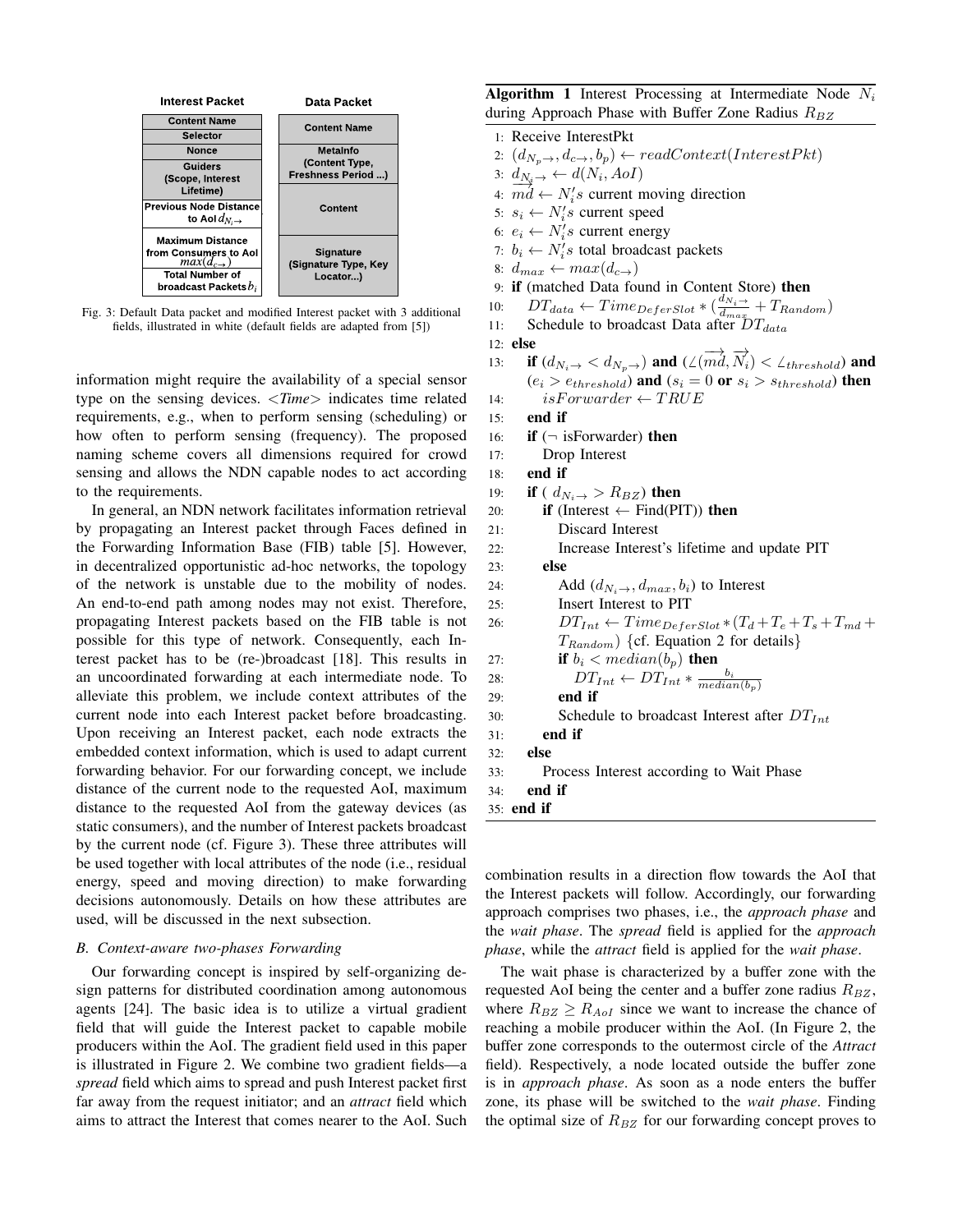| Interest Packet | Data Packet |
|---|---|
| Content Name | Content Name |
| Selector | |
| Nonce | MetaInfo (Content Type, Freshness Period ...) |
| Guiders (Scope, Interest Lifetime) | |
| Previous Node Distance to AoI $d_{N_i\rightarrow}$ | Content |
| Maximum Distance from Consumers to AoI $max(d_{c\rightarrow})$ | Signature (Signature Type, Key Locator...) |
| Total Number of broadcast Packets $b_i$ | |

Fig. 3: Default Data packet and modified Interest packet with 3 additional fields, illustrated in white (default fields are adapted from [5])

information might require the availability of a special sensor type on the sensing devices. <*Time*> indicates time related requirements, e.g., when to perform sensing (scheduling) or how often to perform sensing (frequency). The proposed naming scheme covers all dimensions required for crowd sensing and allows the NDN capable nodes to act according to the requirements.

In general, an NDN network facilitates information retrieval by propagating an Interest packet through Faces defined in the Forwarding Information Base (FIB) table [5]. However, in decentralized opportunistic ad-hoc networks, the topology of the network is unstable due to the mobility of nodes. An end-to-end path among nodes may not exist. Therefore, propagating Interest packets based on the FIB table is not possible for this type of network. Consequently, each Interest packet has to be (re-)broadcast [18]. This results in an uncoordinated forwarding at each intermediate node. To alleviate this problem, we include context attributes of the current node into each Interest packet before broadcasting. Upon receiving an Interest packet, each node extracts the embedded context information, which is used to adapt current forwarding behavior. For our forwarding concept, we include distance of the current node to the requested AoI, maximum distance to the requested AoI from the gateway devices (as static consumers), and the number of Interest packets broadcast by the current node (cf. Figure 3). These three attributes will be used together with local attributes of the node (i.e., residual energy, speed and moving direction) to make forwarding decisions autonomously. Details on how these attributes are used, will be discussed in the next subsection.

### B. Context-aware two-phases Forwarding

Our forwarding concept is inspired by self-organizing design patterns for distributed coordination among autonomous agents [24]. The basic idea is to utilize a virtual gradient field that will guide the Interest packet to capable mobile producers within the AoI. The gradient field used in this paper is illustrated in Figure 2. We combine two gradient fields—a *spread* field which aims to spread and push Interest packet first far away from the request initiator; and an *attract* field which aims to attract the Interest that comes nearer to the AoI. Such

**Algorithm 1** Interest Processing at Intermediate Node $N_i$ during Approach Phase with Buffer Zone Radius $R_{BZ}$

1: Receive InterestPkt
2: $(d_{N_p\rightarrow}, d_{c\rightarrow}, b_p) \leftarrow readContext(InterestPkt)$
3: $d_{N_i\rightarrow} \leftarrow d(N_i, AoI)$
4: $\overrightarrow{md} \leftarrow N_i's$ current moving direction
5: $s_i \leftarrow N_i's$ current speed
6: $e_i \leftarrow N_i's$ current energy
7: $b_i \leftarrow N_i's$ total broadcast packets
8: $d_{max} \leftarrow max(d_{c\rightarrow})$
9: **if** (matched Data found in Content Store) **then**
10: $\quad DT_{data} \leftarrow Time_{DeferSlot} * (\frac{d_{N_i\rightarrow}}{d_{max}} + T_{Random})$
11: $\quad$ Schedule to broadcast Data after $DT_{data}$
12: **else**
13: $\quad$ **if** $(d_{N_i\rightarrow} < d_{N_p\rightarrow})$ **and** $(\angle(\overrightarrow{md}, \overrightarrow{N_i}) < \angle_{threshold})$ **and** $(e_i > e_{threshold})$ **and** $(s_i = 0$ **or** $s_i > s_{threshold})$ **then**
14: $\quad\quad isForwarder \leftarrow TRUE$
15: $\quad$ **end if**
16: $\quad$ **if** ($\neg$ isForwarder) **then**
17: $\quad\quad$ Drop Interest
18: $\quad$ **end if**
19: $\quad$ **if** ( $d_{N_i\rightarrow} > R_{BZ}$) **then**
20: $\quad\quad$ **if** (Interest $\leftarrow$ Find(PIT)) **then**
21: $\quad\quad\quad$ Discard Interest
22: $\quad\quad\quad$ Increase Interest's lifetime and update PIT
23: $\quad\quad$ **else**
24: $\quad\quad\quad$ Add $(d_{N_i\rightarrow}, d_{max}, b_i)$ to Interest
25: $\quad\quad\quad$ Insert Interest to PIT
26: $\quad\quad\quad$ $DT_{Int} \leftarrow Time_{DeferSlot} * (T_d + T_e + T_s + T_{md} + T_{Random})$ {cf. Equation 2 for details}
27: $\quad\quad\quad$ **if** $b_i < median(b_p)$ **then**
28: $\quad\quad\quad\quad DT_{Int} \leftarrow DT_{Int} * \frac{b_i}{median(b_p)}$
29: $\quad\quad\quad$ **end if**
30: $\quad\quad\quad$ Schedule to broadcast Interest after $DT_{Int}$
31: $\quad\quad$ **end if**
32: $\quad$ **else**
33: $\quad\quad$ Process Interest according to Wait Phase
34: $\quad$ **end if**
35: **end if**

combination results in a direction flow towards the AoI that the Interest packets will follow. Accordingly, our forwarding approach comprises two phases, i.e., the *approach phase* and the *wait phase*. The *spread* field is applied for the *approach phase*, while the *attract* field is applied for the *wait phase*.

The wait phase is characterized by a buffer zone with the requested AoI being the center and a buffer zone radius $R_{BZ}$, where $R_{BZ} \geq R_{AoI}$ since we want to increase the chance of reaching a mobile producer within the AoI. (In Figure 2, the buffer zone corresponds to the outermost circle of the *Attract* field). Respectively, a node located outside the buffer zone is in *approach phase*. As soon as a node enters the buffer zone, its phase will be switched to the *wait phase*. Finding the optimal size of $R_{BZ}$ for our forwarding concept proves to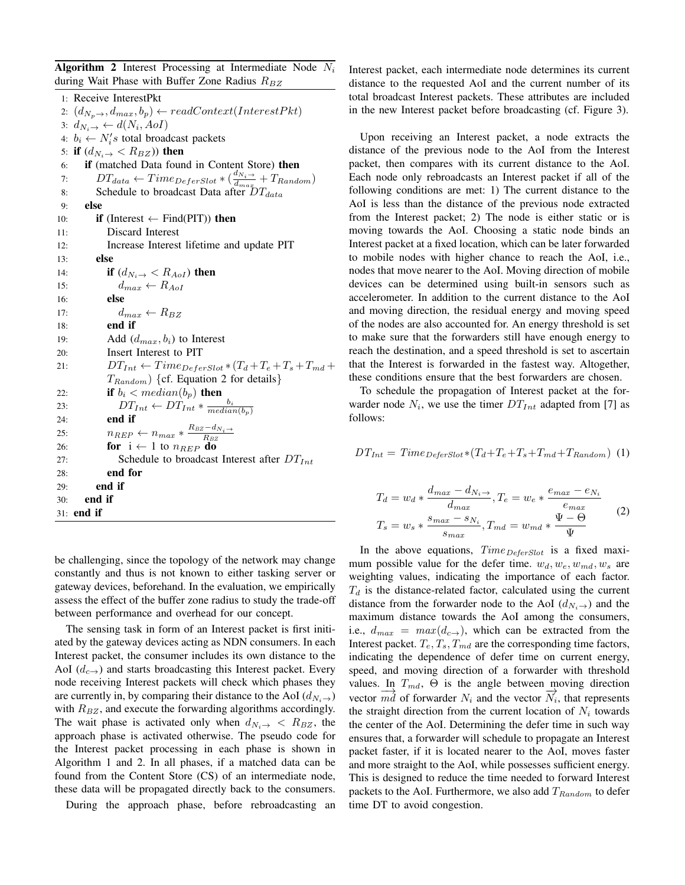**Algorithm 2** Interest Processing at Intermediate Node $N_i$ during Wait Phase with Buffer Zone Radius $R_{BZ}$

```
1: Receive InterestPkt
2: (d_{Np→}, d_max, b_p) ← readContext(InterestPkt)
3: d_{Ni→} ← d(N_i, AoI)
4: b_i ← N_i's total broadcast packets
5: if (d_{Ni→} < R_BZ)) then
6:    if (matched Data found in Content Store) then
7:       DT_data ← Time_DeferSlot * (d_{Ni→}/d_max + T_Random)
8:       Schedule to broadcast Data after DT_data
9:    else
10:      if (Interest ← Find(PIT)) then
11:         Discard Interest
12:         Increase Interest lifetime and update PIT
13:      else
14:         if (d_{Ni→} < R_AoI) then
15:            d_max ← R_AoI
16:         else
17:            d_max ← R_BZ
18:         end if
19:         Add (d_max, b_i) to Interest
20:         Insert Interest to PIT
21:         DT_Int ← Time_DeferSlot * (T_d + T_e + T_s + T_md + T_Random) {cf. Equation 2 for details}
22:         if b_i < median(b_p) then
23:            DT_Int ← DT_Int * b_i / median(b_p)
24:         end if
25:         n_REP ← n_max * (R_BZ − d_{Ni→}) / R_BZ
26:         for i ← 1 to n_REP do
27:            Schedule to broadcast Interest after DT_Int
28:         end for
29:      end if
30:   end if
31: end if
```

be challenging, since the topology of the network may change constantly and thus is not known to either tasking server or gateway devices, beforehand. In the evaluation, we empirically assess the effect of the buffer zone radius to study the trade-off between performance and overhead for our concept.

The sensing task in form of an Interest packet is first initiated by the gateway devices acting as NDN consumers. In each Interest packet, the consumer includes its own distance to the AoI ($d_{c\rightarrow}$) and starts broadcasting this Interest packet. Every node receiving Interest packets will check which phases they are currently in, by comparing their distance to the AoI ($d_{N_i\rightarrow}$) with $R_{BZ}$, and execute the forwarding algorithms accordingly. The wait phase is activated only when $d_{N_i\rightarrow} < R_{BZ}$, the approach phase is activated otherwise. The pseudo code for the Interest packet processing in each phase is shown in Algorithm 1 and 2. In all phases, if a matched data can be found from the Content Store (CS) of an intermediate node, these data will be propagated directly back to the consumers.

During the approach phase, before rebroadcasting an Interest packet, each intermediate node determines its current distance to the requested AoI and the current number of its total broadcast Interest packets. These attributes are included in the new Interest packet before broadcasting (cf. Figure 3).

Upon receiving an Interest packet, a node extracts the distance of the previous node to the AoI from the Interest packet, then compares with its current distance to the AoI. Each node only rebroadcasts an Interest packet if all of the following conditions are met: 1) The current distance to the AoI is less than the distance of the previous node extracted from the Interest packet; 2) The node is either static or is moving towards the AoI. Choosing a static node binds an Interest packet at a fixed location, which can be later forwarded to mobile nodes with higher chance to reach the AoI, i.e., nodes that move nearer to the AoI. Moving direction of mobile devices can be determined using built-in sensors such as accelerometer. In addition to the current distance to the AoI and moving direction, the residual energy and moving speed of the nodes are also accounted for. An energy threshold is set to make sure that the forwarders still have enough energy to reach the destination, and a speed threshold is set to ascertain that the Interest is forwarded in the fastest way. Altogether, these conditions ensure that the best forwarders are chosen.

To schedule the propagation of Interest packet at the forwarder node $N_i$, we use the timer $DT_{Int}$ adapted from [7] as follows:

$$DT_{Int} = Time_{DeferSlot} * (T_d + T_e + T_s + T_{md} + T_{Random}) \quad (1)$$

$$\begin{aligned} T_d &= w_d * \frac{d_{max} - d_{N_i\rightarrow}}{d_{max}}, T_e = w_e * \frac{e_{max} - e_{N_i}}{e_{max}} \\ T_s &= w_s * \frac{s_{max} - s_{N_i}}{s_{max}}, T_{md} = w_{md} * \frac{\Psi - \Theta}{\Psi} \end{aligned} \quad (2)$$

In the above equations, $Time_{DeferSlot}$ is a fixed maximum possible value for the defer time. $w_d, w_e, w_{md}, w_s$ are weighting values, indicating the importance of each factor. $T_d$ is the distance-related factor, calculated using the current distance from the forwarder node to the AoI ($d_{N_i\rightarrow}$) and the maximum distance towards the AoI among the consumers, i.e., $d_{max} = max(d_{c\rightarrow})$, which can be extracted from the Interest packet. $T_e, T_s, T_{md}$ are the corresponding time factors, indicating the dependence of defer time on current energy, speed, and moving direction of a forwarder with threshold values. In $T_{md}$, $\Theta$ is the angle between moving direction vector $\overrightarrow{md}$ of forwarder $N_i$ and the vector $\overrightarrow{N_i}$, that represents the straight direction from the current location of $N_i$ towards the center of the AoI. Determining the defer time in such way ensures that, a forwarder will schedule to propagate an Interest packet faster, if it is located nearer to the AoI, moves faster and more straight to the AoI, while possesses sufficient energy. This is designed to reduce the time needed to forward Interest packets to the AoI. Furthermore, we also add $T_{Random}$ to defer time DT to avoid congestion.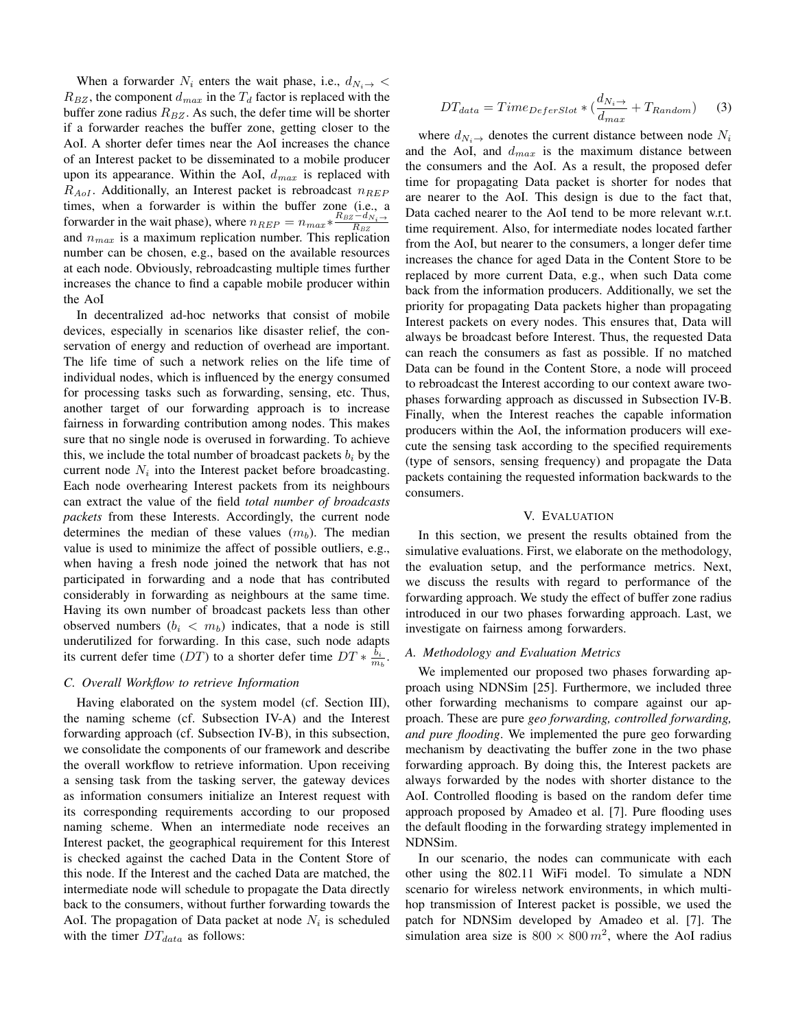When a forwarder $N_i$ enters the wait phase, i.e., $d_{N_i\rightarrow} < R_{BZ}$, the component $d_{max}$ in the $T_d$ factor is replaced with the buffer zone radius $R_{BZ}$. As such, the defer time will be shorter if a forwarder reaches the buffer zone, getting closer to the AoI. A shorter defer times near the AoI increases the chance of an Interest packet to be disseminated to a mobile producer upon its appearance. Within the AoI, $d_{max}$ is replaced with $R_{AoI}$. Additionally, an Interest packet is rebroadcast $n_{REP}$ times, when a forwarder is within the buffer zone (i.e., a forwarder in the wait phase), where $n_{REP} = n_{max} * \frac{R_{BZ} - d_{N_i\rightarrow}}{R_{BZ}}$ and $n_{max}$ is a maximum replication number. This replication number can be chosen, e.g., based on the available resources at each node. Obviously, rebroadcasting multiple times further increases the chance to find a capable mobile producer within the AoI

In decentralized ad-hoc networks that consist of mobile devices, especially in scenarios like disaster relief, the conservation of energy and reduction of overhead are important. The life time of such a network relies on the life time of individual nodes, which is influenced by the energy consumed for processing tasks such as forwarding, sensing, etc. Thus, another target of our forwarding approach is to increase fairness in forwarding contribution among nodes. This makes sure that no single node is overused in forwarding. To achieve this, we include the total number of broadcast packets $b_i$ by the current node $N_i$ into the Interest packet before broadcasting. Each node overhearing Interest packets from its neighbours can extract the value of the field *total number of broadcasts packets* from these Interests. Accordingly, the current node determines the median of these values ($m_b$). The median value is used to minimize the affect of possible outliers, e.g., when having a fresh node joined the network that has not participated in forwarding and a node that has contributed considerably in forwarding as neighbours at the same time. Having its own number of broadcast packets less than other observed numbers ($b_i < m_b$) indicates, that a node is still underutilized for forwarding. In this case, such node adapts its current defer time ($DT$) to a shorter defer time $DT * \frac{b_i}{m_b}$.

### C. Overall Workflow to retrieve Information

Having elaborated on the system model (cf. Section III), the naming scheme (cf. Subsection IV-A) and the Interest forwarding approach (cf. Subsection IV-B), in this subsection, we consolidate the components of our framework and describe the overall workflow to retrieve information. Upon receiving a sensing task from the tasking server, the gateway devices as information consumers initialize an Interest request with its corresponding requirements according to our proposed naming scheme. When an intermediate node receives an Interest packet, the geographical requirement for this Interest is checked against the cached Data in the Content Store of this node. If the Interest and the cached Data are matched, the intermediate node will schedule to propagate the Data directly back to the consumers, without further forwarding towards the AoI. The propagation of Data packet at node $N_i$ is scheduled with the timer $DT_{data}$ as follows:

$$DT_{data} = Time_{DeferSlot} * (\frac{d_{N_i\rightarrow}}{d_{max}} + T_{Random}) \tag{3}$$

where $d_{N_i\rightarrow}$ denotes the current distance between node $N_i$ and the AoI, and $d_{max}$ is the maximum distance between the consumers and the AoI. As a result, the proposed defer time for propagating Data packet is shorter for nodes that are nearer to the AoI. This design is due to the fact that, Data cached nearer to the AoI tend to be more relevant w.r.t. time requirement. Also, for intermediate nodes located farther from the AoI, but nearer to the consumers, a longer defer time increases the chance for aged Data in the Content Store to be replaced by more current Data, e.g., when such Data come back from the information producers. Additionally, we set the priority for propagating Data packets higher than propagating Interest packets on every nodes. This ensures that, Data will always be broadcast before Interest. Thus, the requested Data can reach the consumers as fast as possible. If no matched Data can be found in the Content Store, a node will proceed to rebroadcast the Interest according to our context aware two-phases forwarding approach as discussed in Subsection IV-B. Finally, when the Interest reaches the capable information producers within the AoI, the information producers will execute the sensing task according to the specified requirements (type of sensors, sensing frequency) and propagate the Data packets containing the requested information backwards to the consumers.

## V. Evaluation

In this section, we present the results obtained from the simulative evaluations. First, we elaborate on the methodology, the evaluation setup, and the performance metrics. Next, we discuss the results with regard to performance of the forwarding approach. We study the effect of buffer zone radius introduced in our two phases forwarding approach. Last, we investigate on fairness among forwarders.

### A. Methodology and Evaluation Metrics

We implemented our proposed two phases forwarding approach using NDNSim [25]. Furthermore, we included three other forwarding mechanisms to compare against our approach. These are pure *geo forwarding, controlled forwarding, and pure flooding*. We implemented the pure geo forwarding mechanism by deactivating the buffer zone in the two phase forwarding approach. By doing this, the Interest packets are always forwarded by the nodes with shorter distance to the AoI. Controlled flooding is based on the random defer time approach proposed by Amadeo et al. [7]. Pure flooding uses the default flooding in the forwarding strategy implemented in NDNSim.

In our scenario, the nodes can communicate with each other using the 802.11 WiFi model. To simulate a NDN scenario for wireless network environments, in which multi-hop transmission of Interest packet is possible, we used the patch for NDNSim developed by Amadeo et al. [7]. The simulation area size is $800 \times 800\,m^2$, where the AoI radius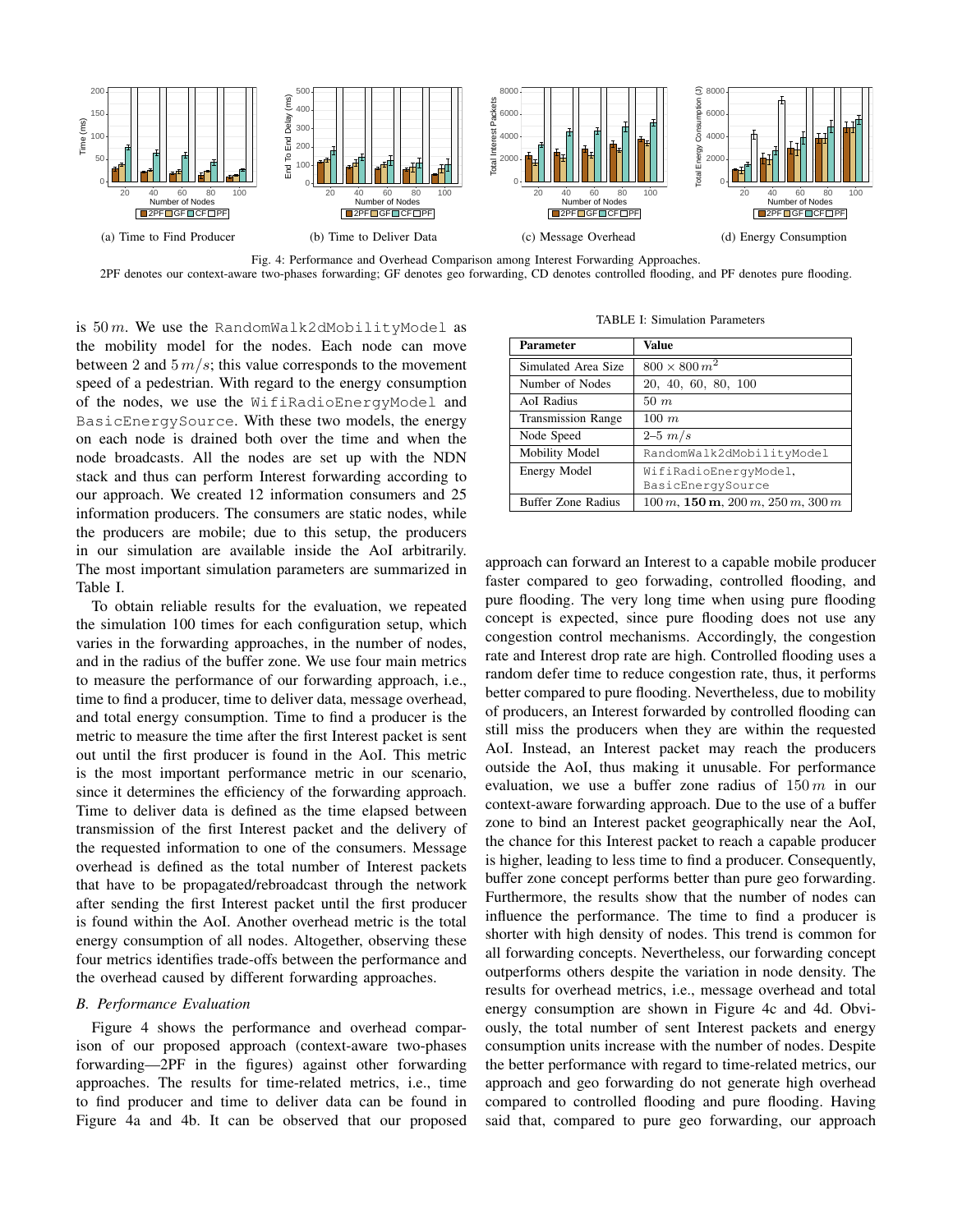(a) Time to Find Producer

Time (ms)
200
150
100
50
0
20 40 60 80 100
Number of Nodes
2PF GF CF PF

(b) Time to Deliver Data

End To End Delay (ms)
500
400
300
200
100
0
20 40 60 80 100
Number of Nodes
2PF GF CF PF

(c) Message Overhead

Total Interest Packets
8000
6000
4000
2000
0
20 40 60 80 100
Number of Nodes
2PF GF CF PF

(d) Energy Consumption

Total Energy Consumption (J)
8000
6000
4000
2000
0
20 40 60 80 100
Number of Nodes
2PF GF CF PF

Fig. 4: Performance and Overhead Comparison among Interest Forwarding Approaches.
2PF denotes our context-aware two-phases forwarding; GF denotes geo forwarding, CD denotes controlled flooding, and PF denotes pure flooding.

is $50\,m$. We use the RandomWalk2dMobilityModel as the mobility model for the nodes. Each node can move between 2 and $5\,m/s$; this value corresponds to the movement speed of a pedestrian. With regard to the energy consumption of the nodes, we use the WifiRadioEnergyModel and BasicEnergySource. With these two models, the energy on each node is drained both over the time and when the node broadcasts. All the nodes are set up with the NDN stack and thus can perform Interest forwarding according to our approach. We created 12 information consumers and 25 information producers. The consumers are static nodes, while the producers are mobile; due to this setup, the producers in our simulation are available inside the AoI arbitrarily. The most important simulation parameters are summarized in Table I.

To obtain reliable results for the evaluation, we repeated the simulation 100 times for each configuration setup, which varies in the forwarding approaches, in the number of nodes, and in the radius of the buffer zone. We use four main metrics to measure the performance of our forwarding approach, i.e., time to find a producer, time to deliver data, message overhead, and total energy consumption. Time to find a producer is the metric to measure the time after the first Interest packet is sent out until the first producer is found in the AoI. This metric is the most important performance metric in our scenario, since it determines the efficiency of the forwarding approach. Time to deliver data is defined as the time elapsed between transmission of the first Interest packet and the delivery of the requested information to one of the consumers. Message overhead is defined as the total number of Interest packets that have to be propagated/rebroadcast through the network after sending the first Interest packet until the first producer is found within the AoI. Another overhead metric is the total energy consumption of all nodes. Altogether, observing these four metrics identifies trade-offs between the performance and the overhead caused by different forwarding approaches.

### B. Performance Evaluation

Figure 4 shows the performance and overhead comparison of our proposed approach (context-aware two-phases forwarding—2PF in the figures) against other forwarding approaches. The results for time-related metrics, i.e., time to find producer and time to deliver data can be found in Figure 4a and 4b. It can be observed that our proposed

TABLE I: Simulation Parameters

| Parameter | Value |
|---|---|
| Simulated Area Size | $800 \times 800\,m^2$ |
| Number of Nodes | 20, 40, 60, 80, 100 |
| AoI Radius | $50\,m$ |
| Transmission Range | $100\,m$ |
| Node Speed | 2–5 $m/s$ |
| Mobility Model | RandomWalk2dMobilityModel |
| Energy Model | WifiRadioEnergyModel, BasicEnergySource |
| Buffer Zone Radius | $100\,m$, $\mathbf{150\,m}$, $200\,m$, $250\,m$, $300\,m$ |

approach can forward an Interest to a capable mobile producer faster compared to geo forwading, controlled flooding, and pure flooding. The very long time when using pure flooding concept is expected, since pure flooding does not use any congestion control mechanisms. Accordingly, the congestion rate and Interest drop rate are high. Controlled flooding uses a random defer time to reduce congestion rate, thus, it performs better compared to pure flooding. Nevertheless, due to mobility of producers, an Interest forwarded by controlled flooding can still miss the producers when they are within the requested AoI. Instead, an Interest packet may reach the producers outside the AoI, thus making it unusable. For performance evaluation, we use a buffer zone radius of $150\,m$ in our context-aware forwarding approach. Due to the use of a buffer zone to bind an Interest packet geographically near the AoI, the chance for this Interest packet to reach a capable producer is higher, leading to less time to find a producer. Consequently, buffer zone concept performs better than pure geo forwarding. Furthermore, the results show that the number of nodes can influence the performance. The time to find a producer is shorter with high density of nodes. This trend is common for all forwarding concepts. Nevertheless, our forwarding concept outperforms others despite the variation in node density. The results for overhead metrics, i.e., message overhead and total energy consumption are shown in Figure 4c and 4d. Obviously, the total number of sent Interest packets and energy consumption units increase with the number of nodes. Despite the better performance with regard to time-related metrics, our approach and geo forwarding do not generate high overhead compared to controlled flooding and pure flooding. Having said that, compared to pure geo forwarding, our approach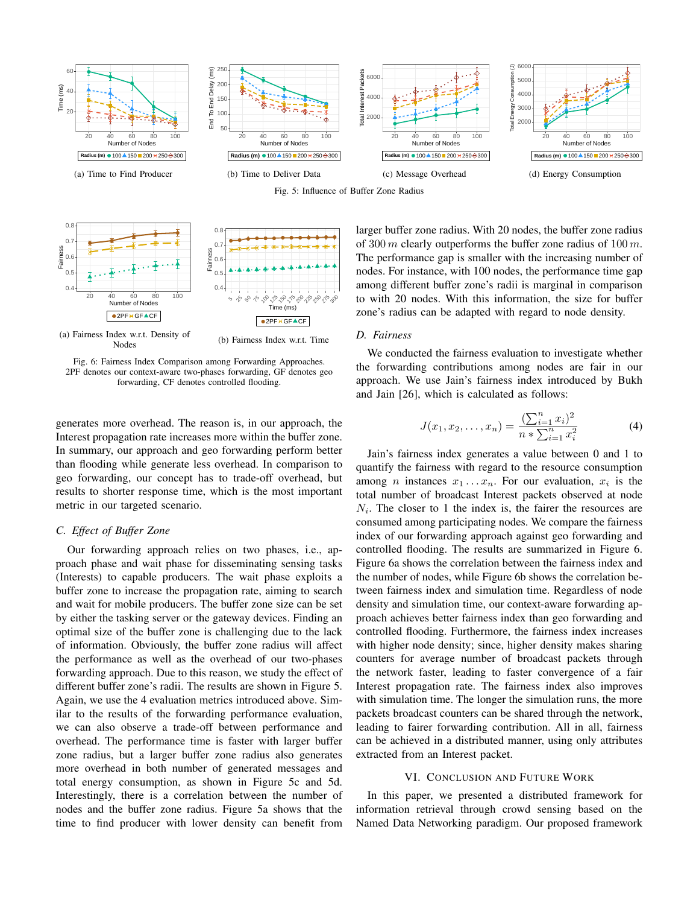(a) Time to Find Producer

(b) Time to Deliver Data

(c) Message Overhead

(d) Energy Consumption

Fig. 5: Influence of Buffer Zone Radius

(a) Fairness Index w.r.t. Density of Nodes

(b) Fairness Index w.r.t. Time

Fig. 6: Fairness Index Comparison among Forwarding Approaches. 2PF denotes our context-aware two-phases forwarding, GF denotes geo forwarding, CF denotes controlled flooding.

generates more overhead. The reason is, in our approach, the Interest propagation rate increases more within the buffer zone. In summary, our approach and geo forwarding perform better than flooding while generate less overhead. In comparison to geo forwarding, our concept has to trade-off overhead, but results to shorter response time, which is the most important metric in our targeted scenario.

### C. Effect of Buffer Zone

Our forwarding approach relies on two phases, i.e., approach phase and wait phase for disseminating sensing tasks (Interests) to capable producers. The wait phase exploits a buffer zone to increase the propagation rate, aiming to search and wait for mobile producers. The buffer zone size can be set by either the tasking server or the gateway devices. Finding an optimal size of the buffer zone is challenging due to the lack of information. Obviously, the buffer zone radius will affect the performance as well as the overhead of our two-phases forwarding approach. Due to this reason, we study the effect of different buffer zone's radii. The results are shown in Figure 5. Again, we use the 4 evaluation metrics introduced above. Similar to the results of the forwarding performance evaluation, we can also observe a trade-off between performance and overhead. The performance time is faster with larger buffer zone radius, but a larger buffer zone radius also generates more overhead in both number of generated messages and total energy consumption, as shown in Figure 5c and 5d. Interestingly, there is a correlation between the number of nodes and the buffer zone radius. Figure 5a shows that the time to find producer with lower density can benefit from larger buffer zone radius. With 20 nodes, the buffer zone radius of 300 $m$ clearly outperforms the buffer zone radius of 100 $m$. The performance gap is smaller with the increasing number of nodes. For instance, with 100 nodes, the performance time gap among different buffer zone's radii is marginal in comparison to with 20 nodes. With this information, the size for buffer zone's radius can be adapted with regard to node density.

### D. Fairness

We conducted the fairness evaluation to investigate whether the forwarding contributions among nodes are fair in our approach. We use Jain's fairness index introduced by Bukh and Jain [26], which is calculated as follows:

$$J(x_1, x_2, \ldots, x_n) = \frac{(\sum_{i=1}^{n} x_i)^2}{n * \sum_{i=1}^{n} x_i^2} \tag{4}$$

Jain's fairness index generates a value between 0 and 1 to quantify the fairness with regard to the resource consumption among $n$ instances $x_1 \ldots x_n$. For our evaluation, $x_i$ is the total number of broadcast Interest packets observed at node $N_i$. The closer to 1 the index is, the fairer the resources are consumed among participating nodes. We compare the fairness index of our forwarding approach against geo forwarding and controlled flooding. The results are summarized in Figure 6. Figure 6a shows the correlation between the fairness index and the number of nodes, while Figure 6b shows the correlation between fairness index and simulation time. Regardless of node density and simulation time, our context-aware forwarding approach achieves better fairness index than geo forwarding and controlled flooding. Furthermore, the fairness index increases with higher node density; since, higher density makes sharing counters for average number of broadcast packets through the network faster, leading to faster convergence of a fair Interest propagation rate. The fairness index also improves with simulation time. The longer the simulation runs, the more packets broadcast counters can be shared through the network, leading to fairer forwarding contribution. All in all, fairness can be achieved in a distributed manner, using only attributes extracted from an Interest packet.

## VI. Conclusion and Future Work

In this paper, we presented a distributed framework for information retrieval through crowd sensing based on the Named Data Networking paradigm. Our proposed framework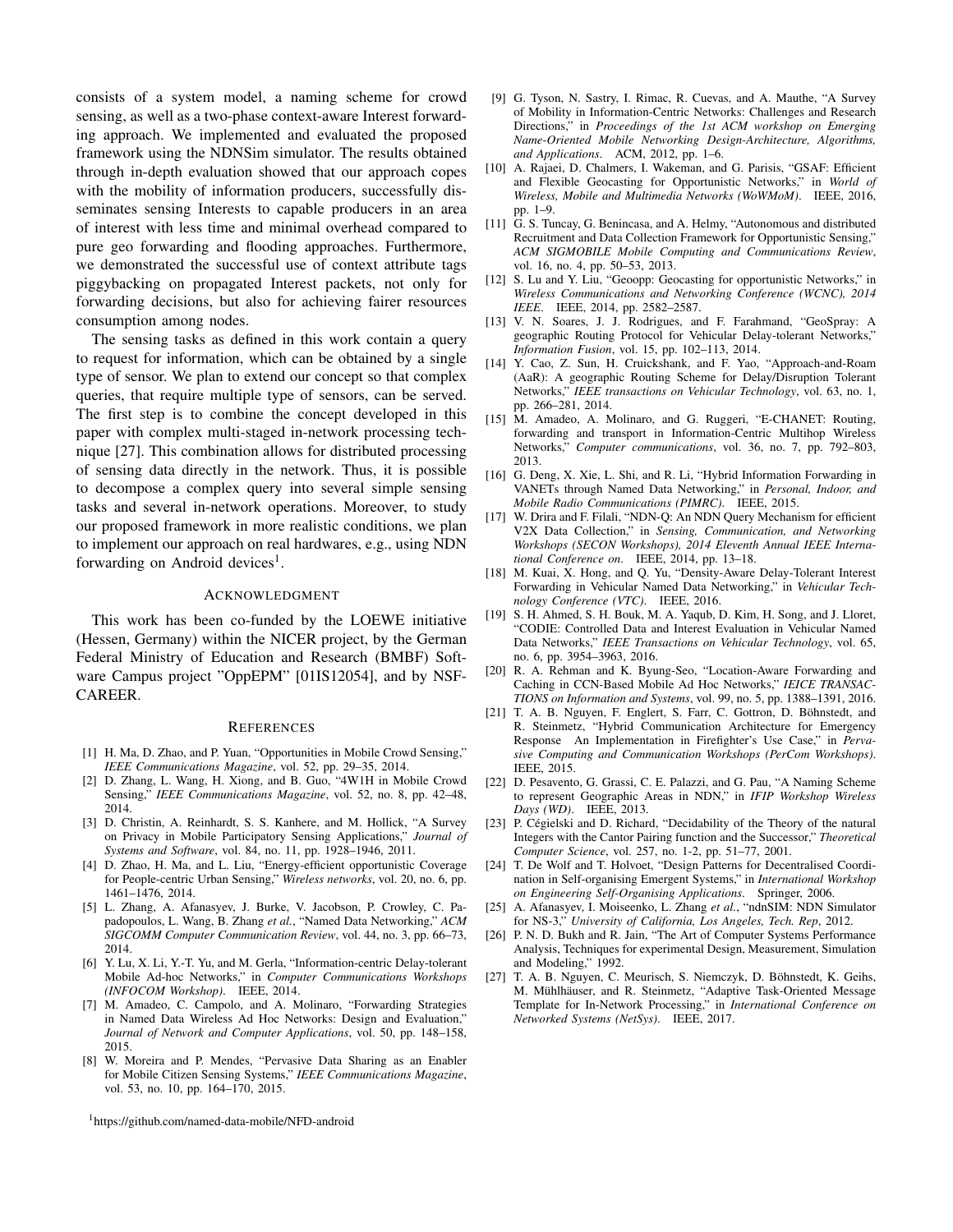consists of a system model, a naming scheme for crowd sensing, as well as a two-phase context-aware Interest forwarding approach. We implemented and evaluated the proposed framework using the NDNSim simulator. The results obtained through in-depth evaluation showed that our approach copes with the mobility of information producers, successfully disseminates sensing Interests to capable producers in an area of interest with less time and minimal overhead compared to pure geo forwarding and flooding approaches. Furthermore, we demonstrated the successful use of context attribute tags piggybacking on propagated Interest packets, not only for forwarding decisions, but also for achieving fairer resources consumption among nodes.

The sensing tasks as defined in this work contain a query to request for information, which can be obtained by a single type of sensor. We plan to extend our concept so that complex queries, that require multiple type of sensors, can be served. The first step is to combine the concept developed in this paper with complex multi-staged in-network processing technique [27]. This combination allows for distributed processing of sensing data directly in the network. Thus, it is possible to decompose a complex query into several simple sensing tasks and several in-network operations. Moreover, to study our proposed framework in more realistic conditions, we plan to implement our approach on real hardwares, e.g., using NDN forwarding on Android devices[1].

## Acknowledgment

This work has been co-funded by the LOEWE initiative (Hessen, Germany) within the NICER project, by the German Federal Ministry of Education and Research (BMBF) Software Campus project "OppEPM" [01IS12054], and by NSF-CAREER.

## References

[1] H. Ma, D. Zhao, and P. Yuan, "Opportunities in Mobile Crowd Sensing," *IEEE Communications Magazine*, vol. 52, pp. 29–35, 2014.

[2] D. Zhang, L. Wang, H. Xiong, and B. Guo, "4W1H in Mobile Crowd Sensing," *IEEE Communications Magazine*, vol. 52, no. 8, pp. 42–48, 2014.

[3] D. Christin, A. Reinhardt, S. S. Kanhere, and M. Hollick, "A Survey on Privacy in Mobile Participatory Sensing Applications," *Journal of Systems and Software*, vol. 84, no. 11, pp. 1928–1946, 2011.

[4] D. Zhao, H. Ma, and L. Liu, "Energy-efficient opportunistic Coverage for People-centric Urban Sensing," *Wireless networks*, vol. 20, no. 6, pp. 1461–1476, 2014.

[5] L. Zhang, A. Afanasyev, J. Burke, V. Jacobson, P. Crowley, C. Papadopoulos, L. Wang, B. Zhang *et al.*, "Named Data Networking," *ACM SIGCOMM Computer Communication Review*, vol. 44, no. 3, pp. 66–73, 2014.

[6] Y. Lu, X. Li, Y.-T. Yu, and M. Gerla, "Information-centric Delay-tolerant Mobile Ad-hoc Networks," in *Computer Communications Workshops (INFOCOM Workshop)*. IEEE, 2014.

[7] M. Amadeo, C. Campolo, and A. Molinaro, "Forwarding Strategies in Named Data Wireless Ad Hoc Networks: Design and Evaluation," *Journal of Network and Computer Applications*, vol. 50, pp. 148–158, 2015.

[8] W. Moreira and P. Mendes, "Pervasive Data Sharing as an Enabler for Mobile Citizen Sensing Systems," *IEEE Communications Magazine*, vol. 53, no. 10, pp. 164–170, 2015.

[9] G. Tyson, N. Sastry, I. Rimac, R. Cuevas, and A. Mauthe, "A Survey of Mobility in Information-Centric Networks: Challenges and Research Directions," in *Proceedings of the 1st ACM workshop on Emerging Name-Oriented Mobile Networking Design-Architecture, Algorithms, and Applications*. ACM, 2012, pp. 1–6.

[10] A. Rajaei, D. Chalmers, I. Wakeman, and G. Parisis, "GSAF: Efficient and Flexible Geocasting for Opportunistic Networks," in *World of Wireless, Mobile and Multimedia Networks (WoWMoM)*. IEEE, 2016, pp. 1–9.

[11] G. S. Tuncay, G. Benincasa, and A. Helmy, "Autonomous and distributed Recruitment and Data Collection Framework for Opportunistic Sensing," *ACM SIGMOBILE Mobile Computing and Communications Review*, vol. 16, no. 4, pp. 50–53, 2013.

[12] S. Lu and Y. Liu, "Geoopp: Geocasting for opportunistic Networks," in *Wireless Communications and Networking Conference (WCNC), 2014 IEEE*. IEEE, 2014, pp. 2582–2587.

[13] V. N. Soares, J. J. Rodrigues, and F. Farahmand, "GeoSpray: A geographic Routing Protocol for Vehicular Delay-tolerant Networks," *Information Fusion*, vol. 15, pp. 102–113, 2014.

[14] Y. Cao, Z. Sun, H. Cruickshank, and F. Yao, "Approach-and-Roam (AaR): A geographic Routing Scheme for Delay/Disruption Tolerant Networks," *IEEE transactions on Vehicular Technology*, vol. 63, no. 1, pp. 266–281, 2014.

[15] M. Amadeo, A. Molinaro, and G. Ruggeri, "E-CHANET: Routing, forwarding and transport in Information-Centric Multihop Wireless Networks," *Computer communications*, vol. 36, no. 7, pp. 792–803, 2013.

[16] G. Deng, X. Xie, L. Shi, and R. Li, "Hybrid Information Forwarding in VANETs through Named Data Networking," in *Personal, Indoor, and Mobile Radio Communications (PIMRC)*. IEEE, 2015.

[17] W. Drira and F. Filali, "NDN-Q: An NDN Query Mechanism for efficient V2X Data Collection," in *Sensing, Communication, and Networking Workshops (SECON Workshops), 2014 Eleventh Annual IEEE International Conference on*. IEEE, 2014, pp. 13–18.

[18] M. Kuai, X. Hong, and Q. Yu, "Density-Aware Delay-Tolerant Interest Forwarding in Vehicular Named Data Networking," in *Vehicular Technology Conference (VTC)*. IEEE, 2016.

[19] S. H. Ahmed, S. H. Bouk, M. A. Yaqub, D. Kim, H. Song, and J. Lloret, "CODIE: Controlled Data and Interest Evaluation in Vehicular Named Data Networks," *IEEE Transactions on Vehicular Technology*, vol. 65, no. 6, pp. 3954–3963, 2016.

[20] R. A. Rehman and K. Byung-Seo, "Location-Aware Forwarding and Caching in CCN-Based Mobile Ad Hoc Networks," *IEICE TRANSACTIONS on Information and Systems*, vol. 99, no. 5, pp. 1388–1391, 2016.

[21] T. A. B. Nguyen, F. Englert, S. Farr, C. Gottron, D. Böhnstedt, and R. Steinmetz, "Hybrid Communication Architecture for Emergency Response An Implementation in Firefighter's Use Case," in *Pervasive Computing and Communication Workshops (PerCom Workshops)*. IEEE, 2015.

[22] D. Pesavento, G. Grassi, C. E. Palazzi, and G. Pau, "A Naming Scheme to represent Geographic Areas in NDN," in *IFIP Workshop Wireless Days (WD)*. IEEE, 2013.

[23] P. Cégielski and D. Richard, "Decidability of the Theory of the natural Integers with the Cantor Pairing function and the Successor," *Theoretical Computer Science*, vol. 257, no. 1-2, pp. 51–77, 2001.

[24] T. De Wolf and T. Holvoet, "Design Patterns for Decentralised Coordination in Self-organising Emergent Systems," in *International Workshop on Engineering Self-Organising Applications*. Springer, 2006.

[25] A. Afanasyev, I. Moiseenko, L. Zhang *et al.*, "ndnSIM: NDN Simulator for NS-3," *University of California, Los Angeles, Tech. Rep*, 2012.

[26] P. N. D. Bukh and R. Jain, "The Art of Computer Systems Performance Analysis, Techniques for experimental Design, Measurement, Simulation and Modeling," 1992.

[27] T. A. B. Nguyen, C. Meurisch, S. Niemczyk, D. Böhnstedt, K. Geihs, M. Mühlhäuser, and R. Steinmetz, "Adaptive Task-Oriented Message Template for In-Network Processing," in *International Conference on Networked Systems (NetSys)*. IEEE, 2017.

[1] https://github.com/named-data-mobile/NFD-android